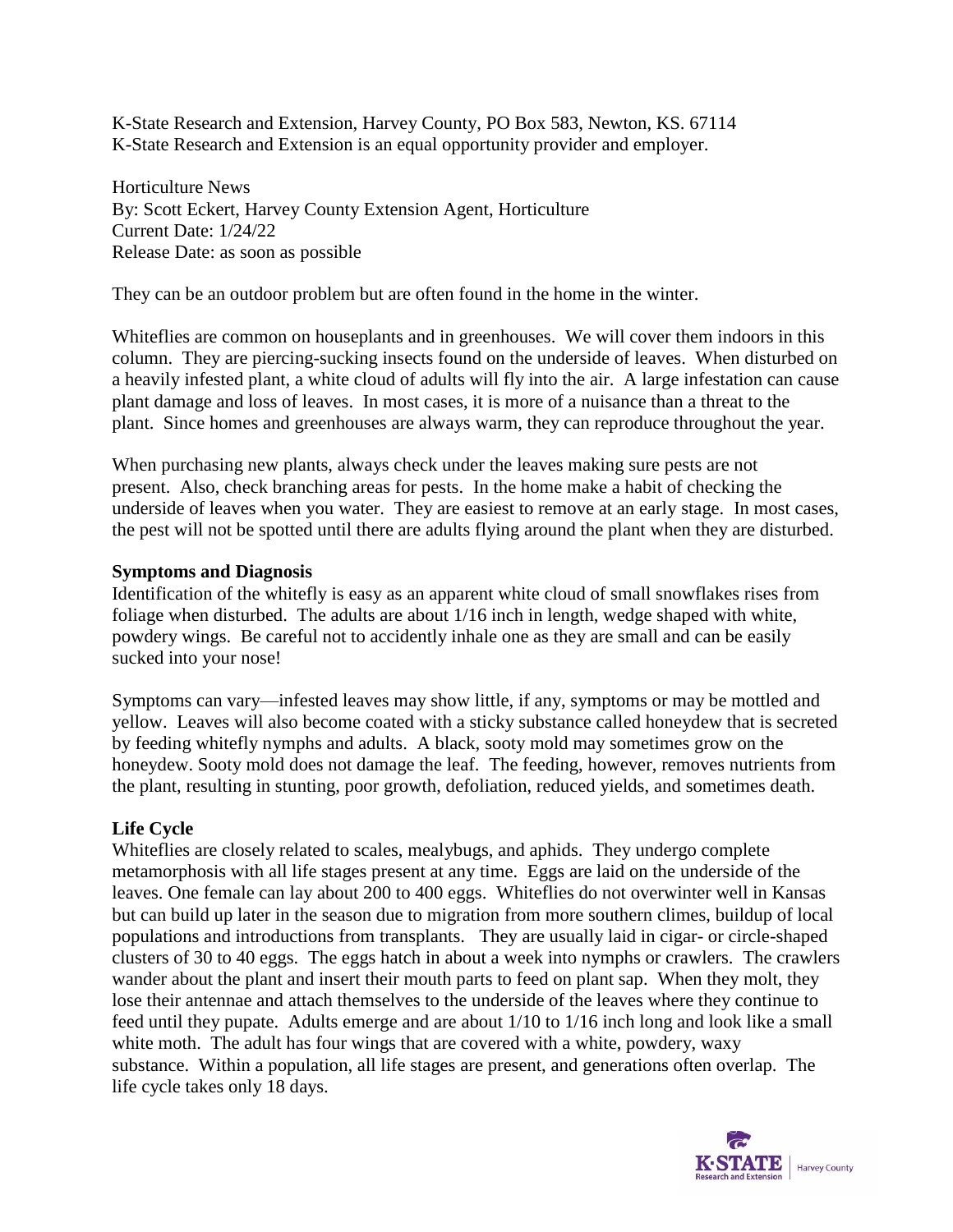K-State Research and Extension, Harvey County, PO Box 583, Newton, KS. 67114
K-State Research and Extension is an equal opportunity provider and employer.

Horticulture News
By: Scott Eckert, Harvey County Extension Agent, Horticulture
Current Date: 1/24/22
Release Date: as soon as possible

They can be an outdoor problem but are often found in the home in the winter.

Whiteflies are common on houseplants and in greenhouses. We will cover them indoors in this column. They are piercing-sucking insects found on the underside of leaves. When disturbed on a heavily infested plant, a white cloud of adults will fly into the air. A large infestation can cause plant damage and loss of leaves. In most cases, it is more of a nuisance than a threat to the plant. Since homes and greenhouses are always warm, they can reproduce throughout the year.

When purchasing new plants, always check under the leaves making sure pests are not present. Also, check branching areas for pests. In the home make a habit of checking the underside of leaves when you water. They are easiest to remove at an early stage. In most cases, the pest will not be spotted until there are adults flying around the plant when they are disturbed.

**Symptoms and Diagnosis**

Identification of the whitefly is easy as an apparent white cloud of small snowflakes rises from foliage when disturbed. The adults are about 1/16 inch in length, wedge shaped with white, powdery wings. Be careful not to accidently inhale one as they are small and can be easily sucked into your nose!

Symptoms can vary—infested leaves may show little, if any, symptoms or may be mottled and yellow. Leaves will also become coated with a sticky substance called honeydew that is secreted by feeding whitefly nymphs and adults. A black, sooty mold may sometimes grow on the honeydew. Sooty mold does not damage the leaf. The feeding, however, removes nutrients from the plant, resulting in stunting, poor growth, defoliation, reduced yields, and sometimes death.

**Life Cycle**

Whiteflies are closely related to scales, mealybugs, and aphids. They undergo complete metamorphosis with all life stages present at any time. Eggs are laid on the underside of the leaves. One female can lay about 200 to 400 eggs. Whiteflies do not overwinter well in Kansas but can build up later in the season due to migration from more southern climes, buildup of local populations and introductions from transplants. They are usually laid in cigar- or circle-shaped clusters of 30 to 40 eggs. The eggs hatch in about a week into nymphs or crawlers. The crawlers wander about the plant and insert their mouth parts to feed on plant sap. When they molt, they lose their antennae and attach themselves to the underside of the leaves where they continue to feed until they pupate. Adults emerge and are about 1/10 to 1/16 inch long and look like a small white moth. The adult has four wings that are covered with a white, powdery, waxy substance. Within a population, all life stages are present, and generations often overlap. The life cycle takes only 18 days.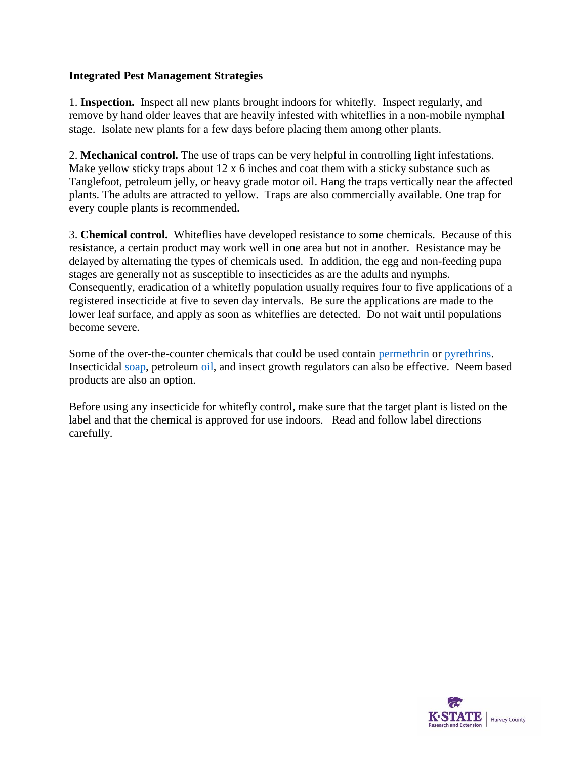**Integrated Pest Management Strategies**

1. **Inspection.** Inspect all new plants brought indoors for whitefly. Inspect regularly, and remove by hand older leaves that are heavily infested with whiteflies in a non-mobile nymphal stage. Isolate new plants for a few days before placing them among other plants.

2. **Mechanical control.** The use of traps can be very helpful in controlling light infestations. Make yellow sticky traps about 12 x 6 inches and coat them with a sticky substance such as Tanglefoot, petroleum jelly, or heavy grade motor oil. Hang the traps vertically near the affected plants. The adults are attracted to yellow. Traps are also commercially available. One trap for every couple plants is recommended.

3. **Chemical control.** Whiteflies have developed resistance to some chemicals. Because of this resistance, a certain product may work well in one area but not in another. Resistance may be delayed by alternating the types of chemicals used. In addition, the egg and non-feeding pupa stages are generally not as susceptible to insecticides as are the adults and nymphs. Consequently, eradication of a whitefly population usually requires four to five applications of a registered insecticide at five to seven day intervals. Be sure the applications are made to the lower leaf surface, and apply as soon as whiteflies are detected. Do not wait until populations become severe.

Some of the over-the-counter chemicals that could be used contain permethrin or pyrethrins. Insecticidal soap, petroleum oil, and insect growth regulators can also be effective. Neem based products are also an option.

Before using any insecticide for whitefly control, make sure that the target plant is listed on the label and that the chemical is approved for use indoors. Read and follow label directions carefully.